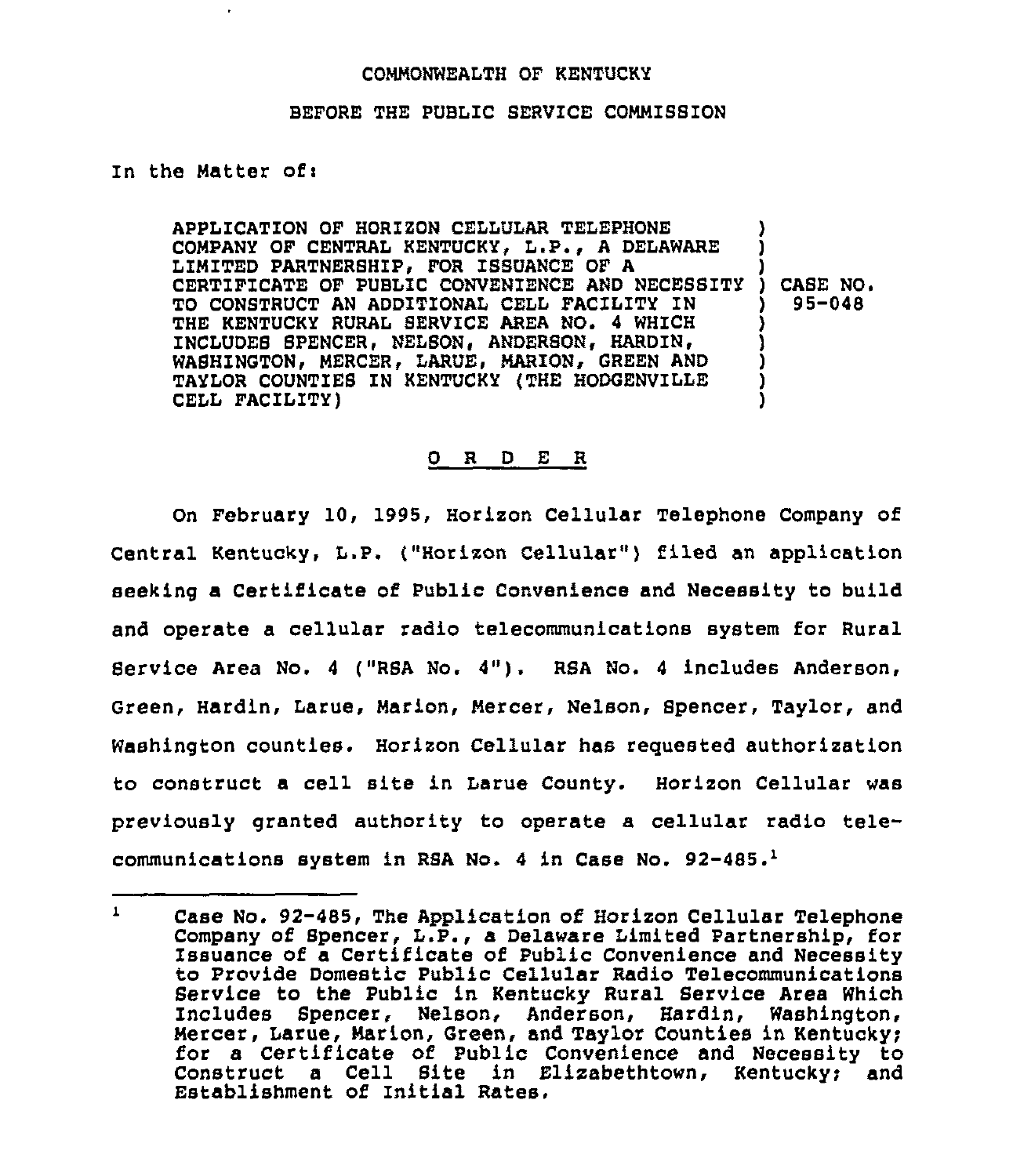COMMONWEALTH OF KENTUCKY

BEFORE THE PUBLIC SERVICE COMMISSION

In the Matter of:

| | |
|---|---|
| APPLICATION OF HORIZON CELLULAR TELEPHONE COMPANY OF CENTRAL KENTUCKY, L.P., A DELAWARE LIMITED PARTNERSHIP, FOR ISSUANCE OF A CERTIFICATE OF PUBLIC CONVENIENCE AND NECESSITY TO CONSTRUCT AN ADDITIONAL CELL FACILITY IN THE KENTUCKY RURAL SERVICE AREA NO. 4 WHICH INCLUDES SPENCER, NELSON, ANDERSON, HARDIN, WASHINGTON, MERCER, LARUE, MARION, GREEN AND TAYLOR COUNTIES IN KENTUCKY (THE HODGENVILLE CELL FACILITY) | CASE NO. 95-048 |

## O R D E R

On February 10, 1995, Horizon Cellular Telephone Company of Central Kentucky, L.P. ("Horizon Cellular") filed an application seeking a Certificate of Public Convenience and Necessity to build and operate a cellular radio telecommunications system for Rural Service Area No. 4 ("RSA No. 4"). RSA No. 4 includes Anderson, Green, Hardin, Larue, Marion, Mercer, Nelson, Spencer, Taylor, and Washington counties. Horizon Cellular has requested authorization to construct a cell site in Larue County. Horizon Cellular was previously granted authority to operate a cellular radio telecommunications system in RSA No. 4 in Case No. 92-485.[1]

---

[1] Case No. 92-485, The Application of Horizon Cellular Telephone Company of Spencer, L.P., a Delaware Limited Partnership, for Issuance of a Certificate of Public Convenience and Necessity to Provide Domestic Public Cellular Radio Telecommunications Service to the Public in Kentucky Rural Service Area Which Includes Spencer, Nelson, Anderson, Hardin, Washington, Mercer, Larue, Marion, Green, and Taylor Counties in Kentucky; for a Certificate of Public Convenience and Necessity to Construct a Cell Site in Elizabethtown, Kentucky; and Establishment of Initial Rates.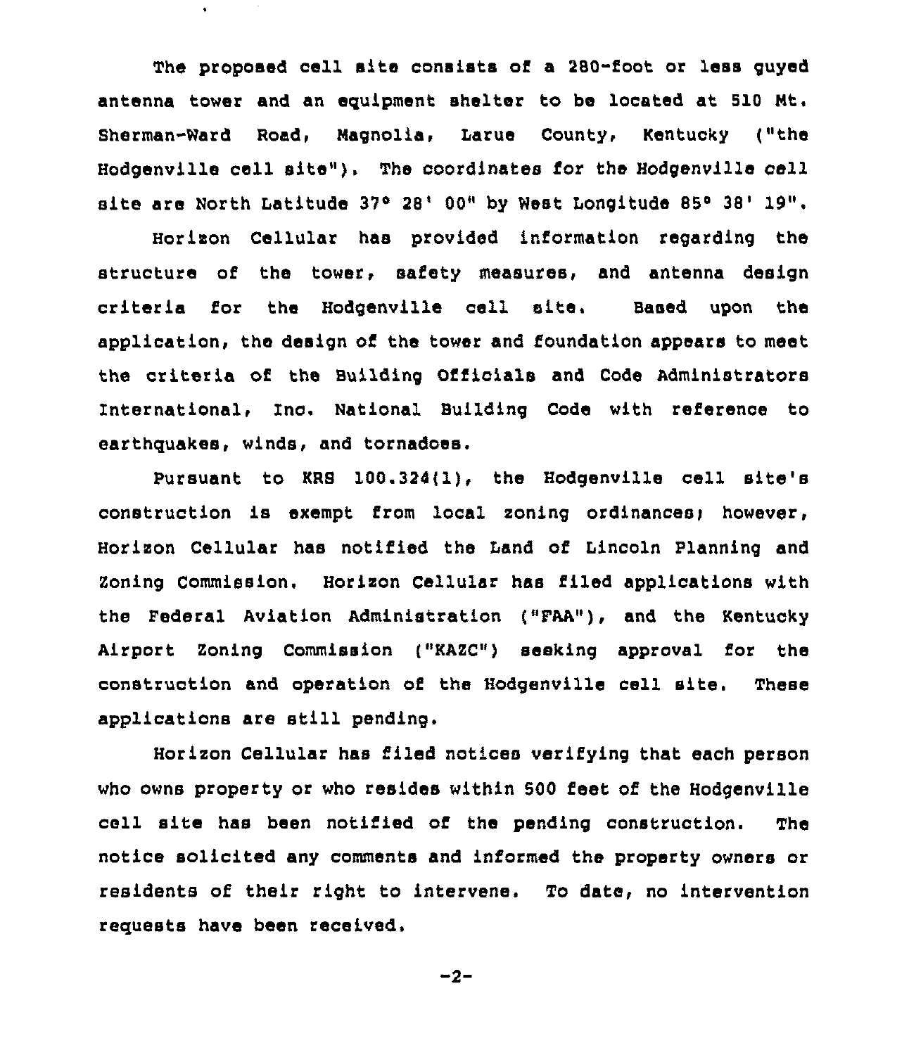The proposed cell site consists of a 280-foot or less guyed antenna tower and an equipment shelter to be located at 510 Mt. Sherman-Ward Road, Magnolia, Larue County, Kentucky ("the Hodgenville cell site"). The coordinates for the Hodgenville cell site are North Latitude 37° 28' 00" by West Longitude 85° 38' 19".

Horizon Cellular has provided information regarding the structure of the tower, safety measures, and antenna design criteria for the Hodgenville cell site. Based upon the application, the design of the tower and foundation appears to meet the criteria of the Building Officials and Code Administrators International, Inc. National Building Code with reference to earthquakes, winds, and tornadoes.

Pursuant to KRS 100.324(1), the Hodgenville cell site's construction is exempt from local zoning ordinances; however, Horizon Cellular has notified the Land of Lincoln Planning and Zoning Commission. Horizon Cellular has filed applications with the Federal Aviation Administration ("FAA"), and the Kentucky Airport Zoning Commission ("KAZC") seeking approval for the construction and operation of the Hodgenville cell site. These applications are still pending.

Horizon Cellular has filed notices verifying that each person who owns property or who resides within 500 feet of the Hodgenville cell site has been notified of the pending construction. The notice solicited any comments and informed the property owners or residents of their right to intervene. To date, no intervention requests have been received.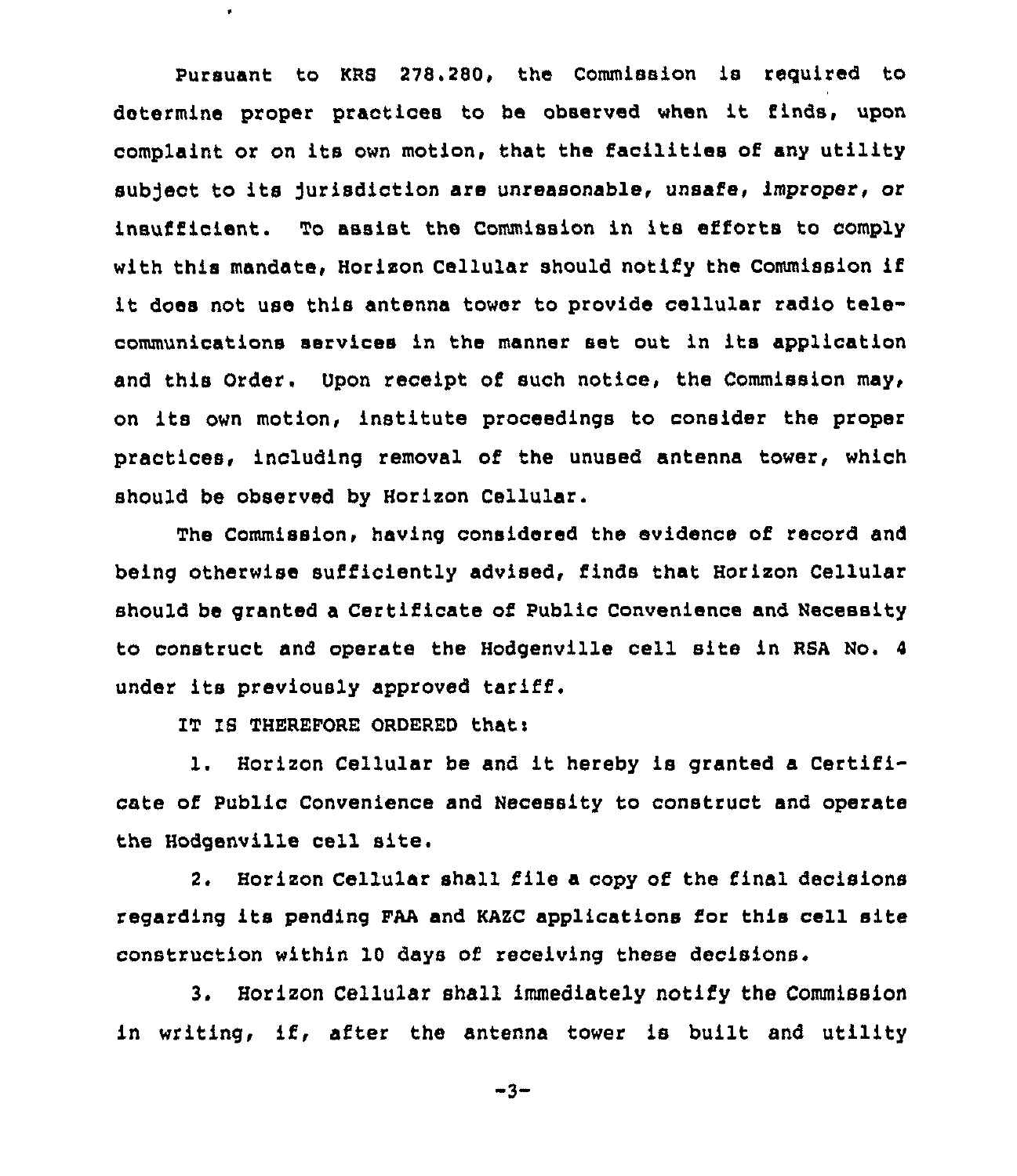Pursuant to KRS 278.280, the Commission is required to determine proper practices to be observed when it finds, upon complaint or on its own motion, that the facilities of any utility subject to its jurisdiction are unreasonable, unsafe, improper, or insufficient. To assist the Commission in its efforts to comply with this mandate, Horizon Cellular should notify the Commission if it does not use this antenna tower to provide cellular radio telecommunications services in the manner set out in its application and this Order. Upon receipt of such notice, the Commission may, on its own motion, institute proceedings to consider the proper practices, including removal of the unused antenna tower, which should be observed by Horizon Cellular.

The Commission, having considered the evidence of record and being otherwise sufficiently advised, finds that Horizon Cellular should be granted a Certificate of Public Convenience and Necessity to construct and operate the Hodgenville cell site in RSA No. 4 under its previously approved tariff.

IT IS THEREFORE ORDERED that:

1. Horizon Cellular be and it hereby is granted a Certificate of Public Convenience and Necessity to construct and operate the Hodgenville cell site.

2. Horizon Cellular shall file a copy of the final decisions regarding its pending FAA and KAZC applications for this cell site construction within 10 days of receiving these decisions.

3. Horizon Cellular shall immediately notify the Commission in writing, if, after the antenna tower is built and utility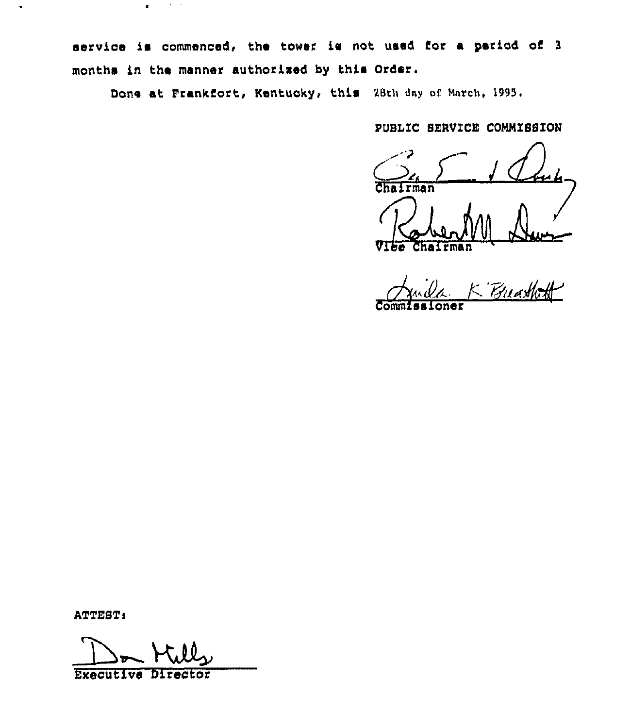service is commenced, the tower is not used for a period of 3 months in the manner authorized by this Order.

Done at Frankfort, Kentucky, this 28th day of March, 1995.

PUBLIC SERVICE COMMISSION

Chairman

Vice Chairman

Commissioner

ATTEST:

Executive Director